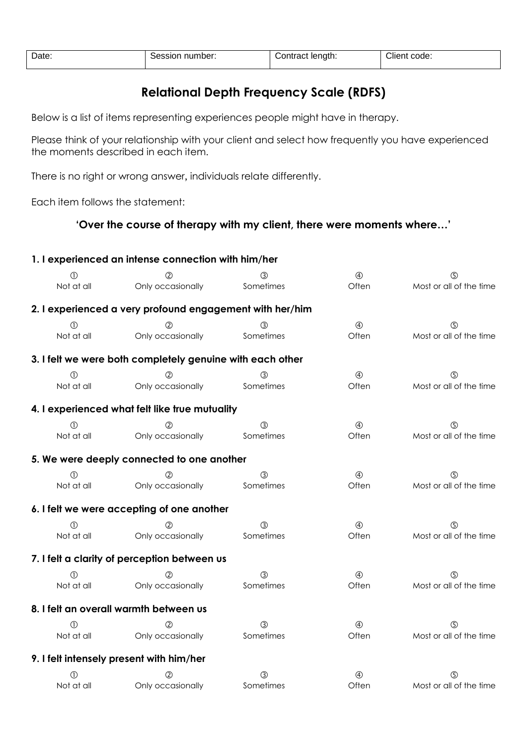| Date: | Session number: | Contract length: | Client code: |
|---|---|---|---|

# Relational Depth Frequency Scale (RDFS)

Below is a list of items representing experiences people might have in therapy.

Please think of your relationship with your client and select how frequently you have experienced the moments described in each item.

There is no right or wrong answer, individuals relate differently.

Each item follows the statement:

**'Over the course of therapy with my client, there were moments where…'**

**1. I experienced an intense connection with him/her**

| ① | ② | ③ | ④ | ⑤ |
|---|---|---|---|---|
| Not at all | Only occasionally | Sometimes | Often | Most or all of the time |

**2. I experienced a very profound engagement with her/him**

| ① | ② | ③ | ④ | ⑤ |
|---|---|---|---|---|
| Not at all | Only occasionally | Sometimes | Often | Most or all of the time |

**3. I felt we were both completely genuine with each other**

| ① | ② | ③ | ④ | ⑤ |
|---|---|---|---|---|
| Not at all | Only occasionally | Sometimes | Often | Most or all of the time |

**4. I experienced what felt like true mutuality**

| ① | ② | ③ | ④ | ⑤ |
|---|---|---|---|---|
| Not at all | Only occasionally | Sometimes | Often | Most or all of the time |

**5. We were deeply connected to one another**

| ① | ② | ③ | ④ | ⑤ |
|---|---|---|---|---|
| Not at all | Only occasionally | Sometimes | Often | Most or all of the time |

**6. I felt we were accepting of one another**

| ① | ② | ③ | ④ | ⑤ |
|---|---|---|---|---|
| Not at all | Only occasionally | Sometimes | Often | Most or all of the time |

**7. I felt a clarity of perception between us**

| ① | ② | ③ | ④ | ⑤ |
|---|---|---|---|---|
| Not at all | Only occasionally | Sometimes | Often | Most or all of the time |

**8. I felt an overall warmth between us**

| ① | ② | ③ | ④ | ⑤ |
|---|---|---|---|---|
| Not at all | Only occasionally | Sometimes | Often | Most or all of the time |

**9. I felt intensely present with him/her**

| ① | ② | ③ | ④ | ⑤ |
|---|---|---|---|---|
| Not at all | Only occasionally | Sometimes | Often | Most or all of the time |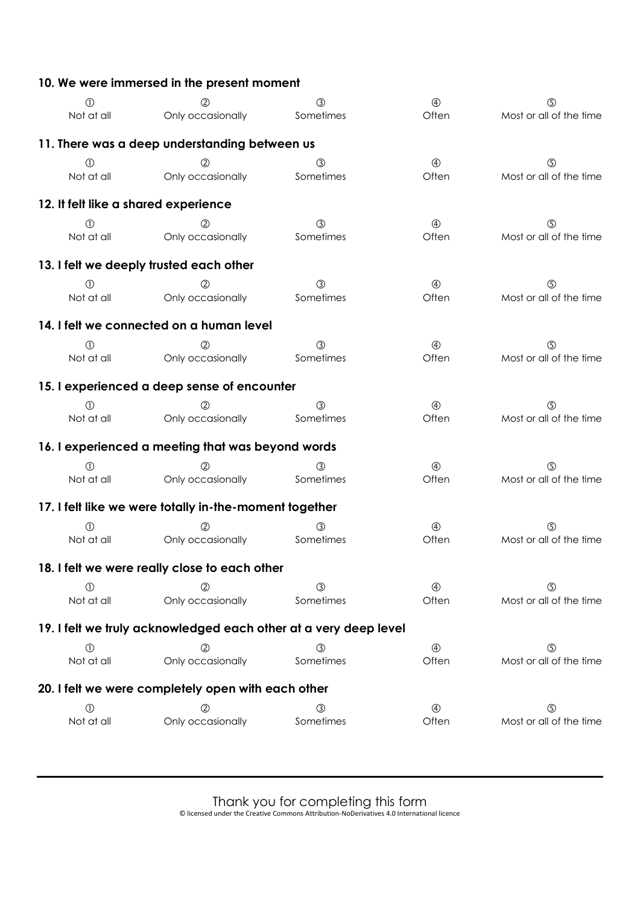**10. We were immersed in the present moment**

| ① | ② | ③ | ④ | ⑤ |
|---|---|---|---|---|
| Not at all | Only occasionally | Sometimes | Often | Most or all of the time |

**11. There was a deep understanding between us**

| ① | ② | ③ | ④ | ⑤ |
|---|---|---|---|---|
| Not at all | Only occasionally | Sometimes | Often | Most or all of the time |

**12. It felt like a shared experience**

| ① | ② | ③ | ④ | ⑤ |
|---|---|---|---|---|
| Not at all | Only occasionally | Sometimes | Often | Most or all of the time |

**13. I felt we deeply trusted each other**

| ① | ② | ③ | ④ | ⑤ |
|---|---|---|---|---|
| Not at all | Only occasionally | Sometimes | Often | Most or all of the time |

**14. I felt we connected on a human level**

| ① | ② | ③ | ④ | ⑤ |
|---|---|---|---|---|
| Not at all | Only occasionally | Sometimes | Often | Most or all of the time |

**15. I experienced a deep sense of encounter**

| ① | ② | ③ | ④ | ⑤ |
|---|---|---|---|---|
| Not at all | Only occasionally | Sometimes | Often | Most or all of the time |

**16. I experienced a meeting that was beyond words**

| ① | ② | ③ | ④ | ⑤ |
|---|---|---|---|---|
| Not at all | Only occasionally | Sometimes | Often | Most or all of the time |

**17. I felt like we were totally in-the-moment together**

| ① | ② | ③ | ④ | ⑤ |
|---|---|---|---|---|
| Not at all | Only occasionally | Sometimes | Often | Most or all of the time |

**18. I felt we were really close to each other**

| ① | ② | ③ | ④ | ⑤ |
|---|---|---|---|---|
| Not at all | Only occasionally | Sometimes | Often | Most or all of the time |

**19. I felt we truly acknowledged each other at a very deep level**

| ① | ② | ③ | ④ | ⑤ |
|---|---|---|---|---|
| Not at all | Only occasionally | Sometimes | Often | Most or all of the time |

**20. I felt we were completely open with each other**

| ① | ② | ③ | ④ | ⑤ |
|---|---|---|---|---|
| Not at all | Only occasionally | Sometimes | Often | Most or all of the time |

---

Thank you for completing this form

© licensed under the Creative Commons Attribution-NoDerivatives 4.0 International licence